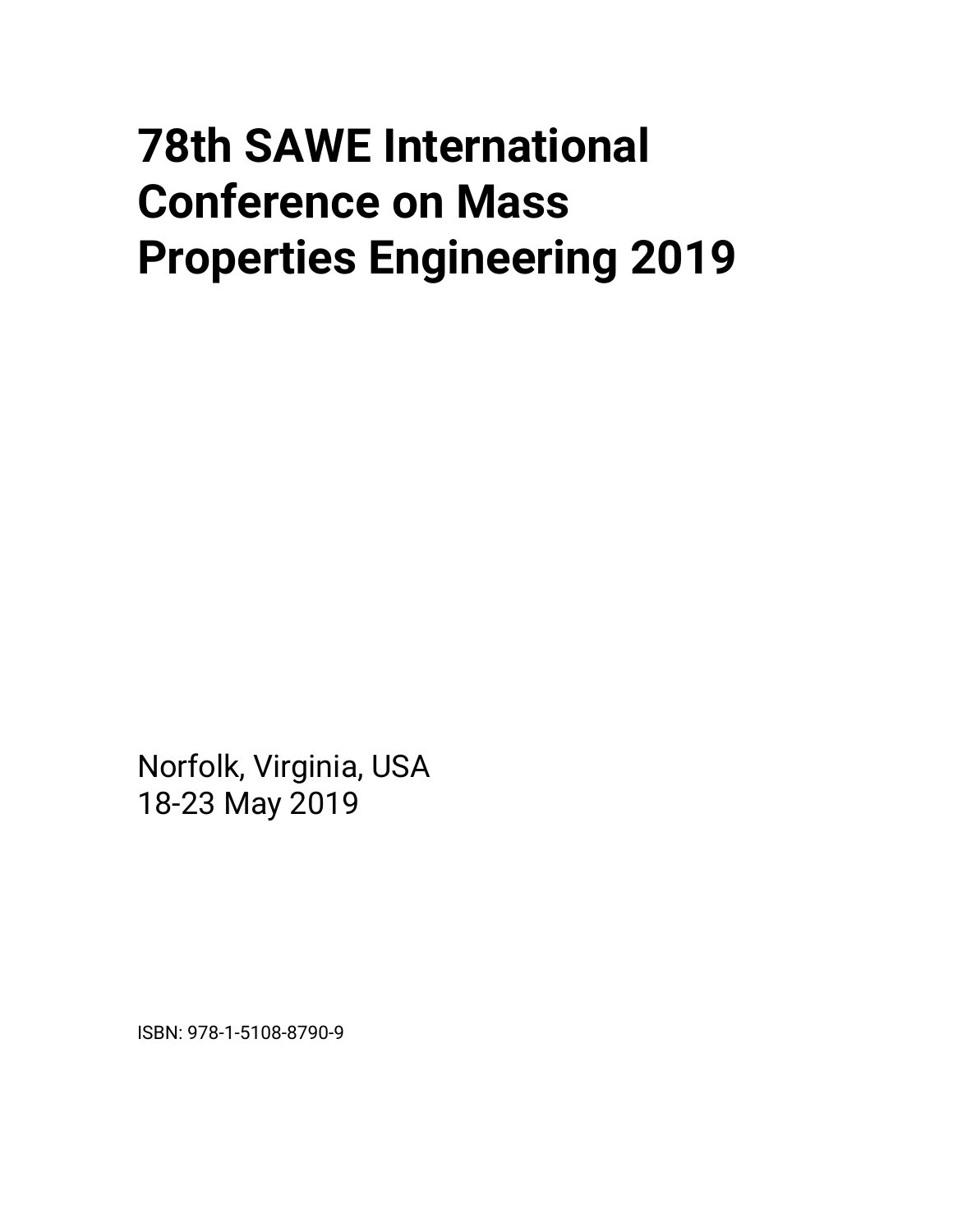# 78th SAWE International Conference on Mass Properties Engineering 2019

Norfolk, Virginia, USA
18-23 May 2019

ISBN: 978-1-5108-8790-9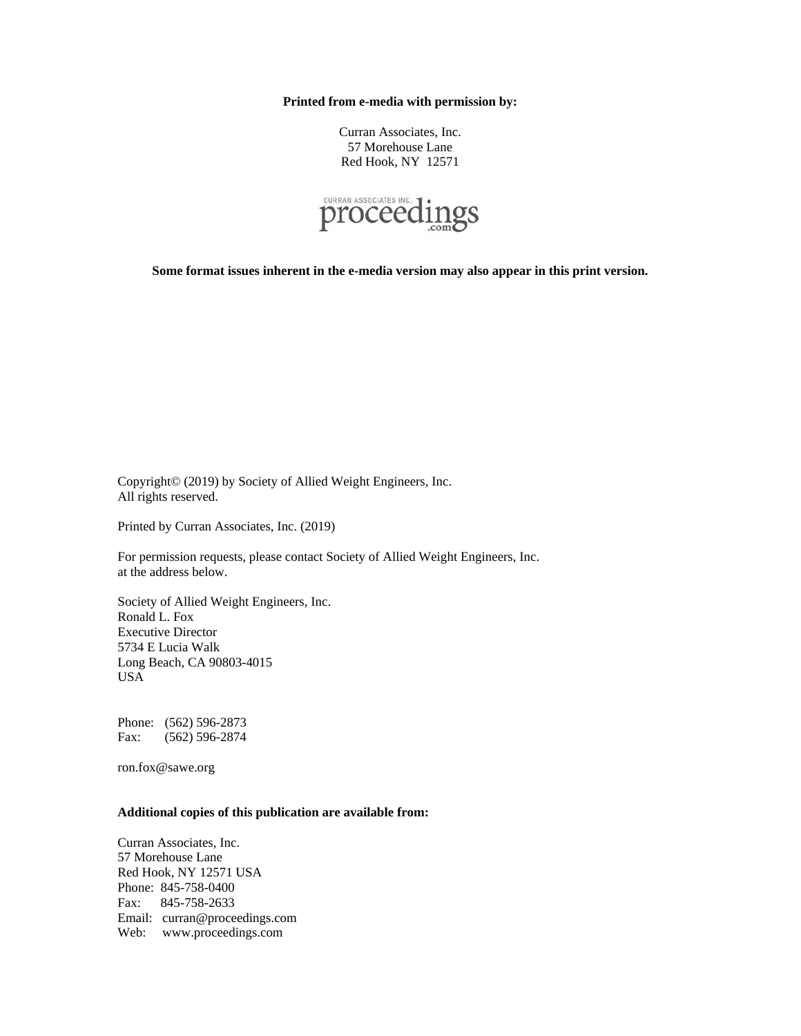**Printed from e-media with permission by:**

Curran Associates, Inc.
57 Morehouse Lane
Red Hook, NY 12571

CURRAN ASSOCIATES INC. proceedings.com

**Some format issues inherent in the e-media version may also appear in this print version.**

Copyright© (2019) by Society of Allied Weight Engineers, Inc.
All rights reserved.

Printed by Curran Associates, Inc. (2019)

For permission requests, please contact Society of Allied Weight Engineers, Inc.
at the address below.

Society of Allied Weight Engineers, Inc.
Ronald L. Fox
Executive Director
5734 E Lucia Walk
Long Beach, CA 90803-4015
USA

Phone: (562) 596-2873
Fax: (562) 596-2874

ron.fox@sawe.org

**Additional copies of this publication are available from:**

Curran Associates, Inc.
57 Morehouse Lane
Red Hook, NY 12571 USA
Phone: 845-758-0400
Fax: 845-758-2633
Email: curran@proceedings.com
Web: www.proceedings.com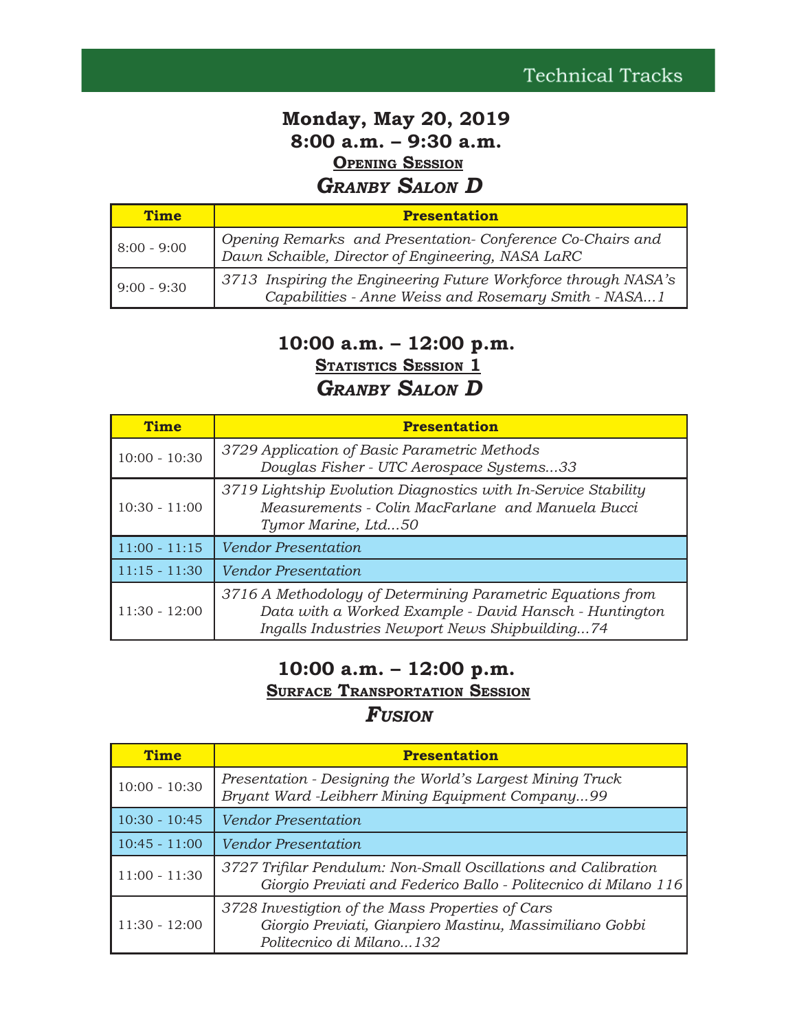# Technical Tracks

## Monday, May 20, 2019
## 8:00 a.m. – 9:30 a.m.

### Opening Session

### *Granby Salon D*

| Time | Presentation |
|---|---|
| 8:00 - 9:00 | *Opening Remarks and Presentation- Conference Co-Chairs and Dawn Schaible, Director of Engineering, NASA LaRC* |
| 9:00 - 9:30 | *3713 Inspiring the Engineering Future Workforce through NASA's Capabilities - Anne Weiss and Rosemary Smith - NASA...1* |

## 10:00 a.m. – 12:00 p.m.

### Statistics Session 1

### *Granby Salon D*

| Time | Presentation |
|---|---|
| 10:00 - 10:30 | *3729 Application of Basic Parametric Methods Douglas Fisher - UTC Aerospace Systems...33* |
| 10:30 - 11:00 | *3719 Lightship Evolution Diagnostics with In-Service Stability Measurements - Colin MacFarlane and Manuela Bucci Tymor Marine, Ltd...50* |
| 11:00 - 11:15 | *Vendor Presentation* |
| 11:15 - 11:30 | *Vendor Presentation* |
| 11:30 - 12:00 | *3716 A Methodology of Determining Parametric Equations from Data with a Worked Example - David Hansch - Huntington Ingalls Industries Newport News Shipbuilding...74* |

## 10:00 a.m. – 12:00 p.m.

### Surface Transportation Session

### *Fusion*

| Time | Presentation |
|---|---|
| 10:00 - 10:30 | *Presentation - Designing the World's Largest Mining Truck Bryant Ward -Leibherr Mining Equipment Company...99* |
| 10:30 - 10:45 | *Vendor Presentation* |
| 10:45 - 11:00 | *Vendor Presentation* |
| 11:00 - 11:30 | *3727 Trifilar Pendulum: Non-Small Oscillations and Calibration Giorgio Previati and Federico Ballo - Politecnico di Milano 116* |
| 11:30 - 12:00 | *3728 Investigtion of the Mass Properties of Cars Giorgio Previati, Gianpiero Mastinu, Massimiliano Gobbi Politecnico di Milano...132* |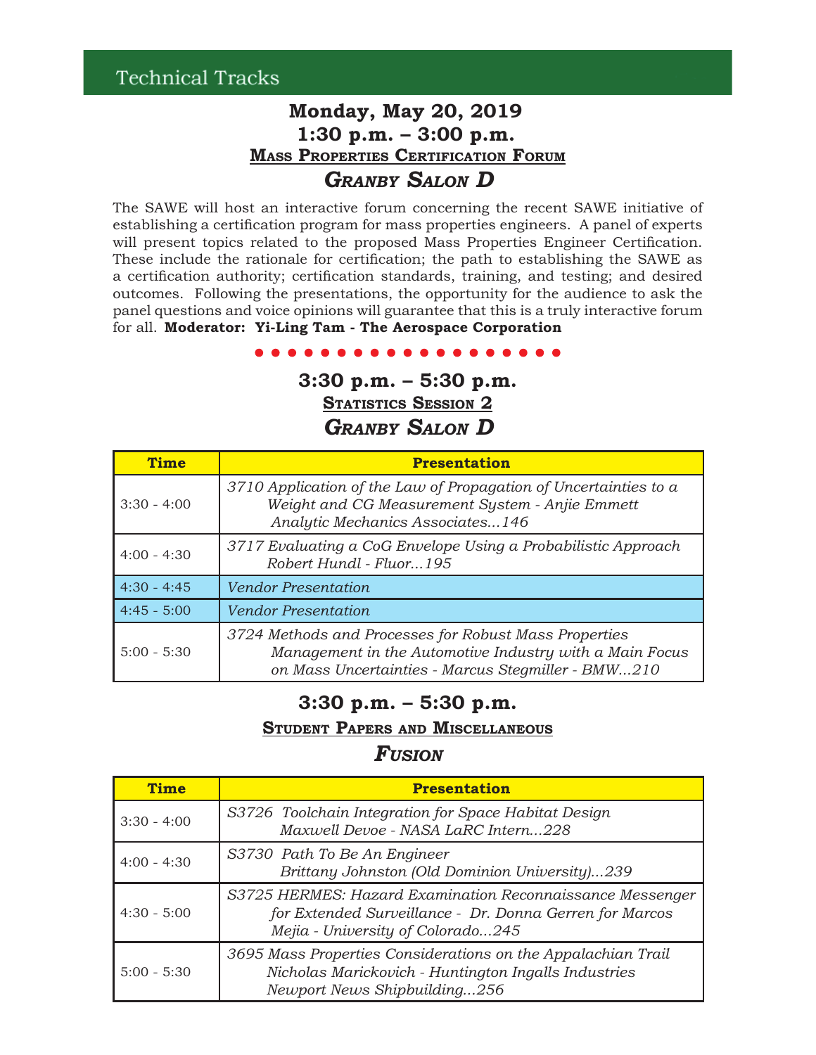# Technical Tracks

## Monday, May 20, 2019

## 1:30 p.m. – 3:00 p.m.

### Mass Properties Certification Forum

### *Granby Salon D*

The SAWE will host an interactive forum concerning the recent SAWE initiative of establishing a certification program for mass properties engineers. A panel of experts will present topics related to the proposed Mass Properties Engineer Certification. These include the rationale for certification; the path to establishing the SAWE as a certification authority; certification standards, training, and testing; and desired outcomes. Following the presentations, the opportunity for the audience to ask the panel questions and voice opinions will guarantee that this is a truly interactive forum for all. **Moderator: Yi-Ling Tam - The Aerospace Corporation**

## 3:30 p.m. – 5:30 p.m.

### Statistics Session 2

### *Granby Salon D*

| Time | Presentation |
| --- | --- |
| 3:30 - 4:00 | *3710 Application of the Law of Propagation of Uncertainties to a Weight and CG Measurement System - Anjie Emmett Analytic Mechanics Associates...146* |
| 4:00 - 4:30 | *3717 Evaluating a CoG Envelope Using a Probabilistic Approach Robert Hundl - Fluor...195* |
| 4:30 - 4:45 | *Vendor Presentation* |
| 4:45 - 5:00 | *Vendor Presentation* |
| 5:00 - 5:30 | *3724 Methods and Processes for Robust Mass Properties Management in the Automotive Industry with a Main Focus on Mass Uncertainties - Marcus Stegmiller - BMW...210* |

## 3:30 p.m. – 5:30 p.m.

### Student Papers and Miscellaneous

### *Fusion*

| Time | Presentation |
| --- | --- |
| 3:30 - 4:00 | *S3726 Toolchain Integration for Space Habitat Design Maxwell Devoe - NASA LaRC Intern...228* |
| 4:00 - 4:30 | *S3730 Path To Be An Engineer Brittany Johnston (Old Dominion University)...239* |
| 4:30 - 5:00 | *S3725 HERMES: Hazard Examination Reconnaissance Messenger for Extended Surveillance - Dr. Donna Gerren for Marcos Mejia - University of Colorado...245* |
| 5:00 - 5:30 | *3695 Mass Properties Considerations on the Appalachian Trail Nicholas Marickovich - Huntington Ingalls Industries Newport News Shipbuilding...256* |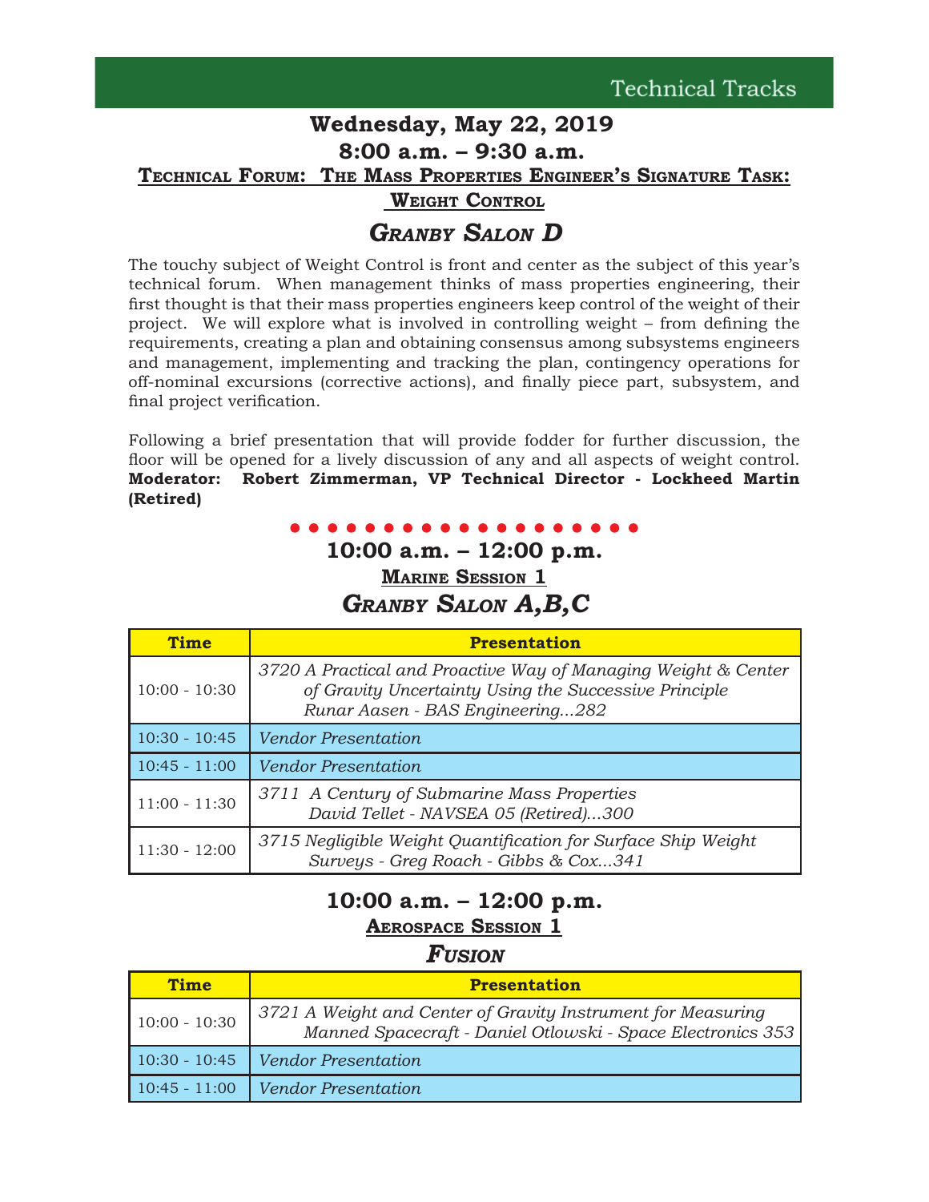Technical Tracks

## Wednesday, May 22, 2019

### 8:00 a.m. – 9:30 a.m.

### Technical Forum: The Mass Properties Engineer's Signature Task: Weight Control

### *Granby Salon D*

The touchy subject of Weight Control is front and center as the subject of this year's technical forum. When management thinks of mass properties engineering, their first thought is that their mass properties engineers keep control of the weight of their project. We will explore what is involved in controlling weight – from defining the requirements, creating a plan and obtaining consensus among subsystems engineers and management, implementing and tracking the plan, contingency operations for off-nominal excursions (corrective actions), and finally piece part, subsystem, and final project verification.

Following a brief presentation that will provide fodder for further discussion, the floor will be opened for a lively discussion of any and all aspects of weight control. **Moderator: Robert Zimmerman, VP Technical Director - Lockheed Martin (Retired)**

### 10:00 a.m. – 12:00 p.m.

### Marine Session 1

### *Granby Salon A,B,C*

| Time | Presentation |
|---|---|
| 10:00 - 10:30 | *3720 A Practical and Proactive Way of Managing Weight & Center of Gravity Uncertainty Using the Successive Principle Runar Aasen - BAS Engineering...282* |
| 10:30 - 10:45 | *Vendor Presentation* |
| 10:45 - 11:00 | *Vendor Presentation* |
| 11:00 - 11:30 | *3711 A Century of Submarine Mass Properties David Tellet - NAVSEA 05 (Retired)...300* |
| 11:30 - 12:00 | *3715 Negligible Weight Quantification for Surface Ship Weight Surveys - Greg Roach - Gibbs & Cox...341* |

### 10:00 a.m. – 12:00 p.m.

### Aerospace Session 1

### *Fusion*

| Time | Presentation |
|---|---|
| 10:00 - 10:30 | *3721 A Weight and Center of Gravity Instrument for Measuring Manned Spacecraft - Daniel Otlowski - Space Electronics 353* |
| 10:30 - 10:45 | *Vendor Presentation* |
| 10:45 - 11:00 | *Vendor Presentation* |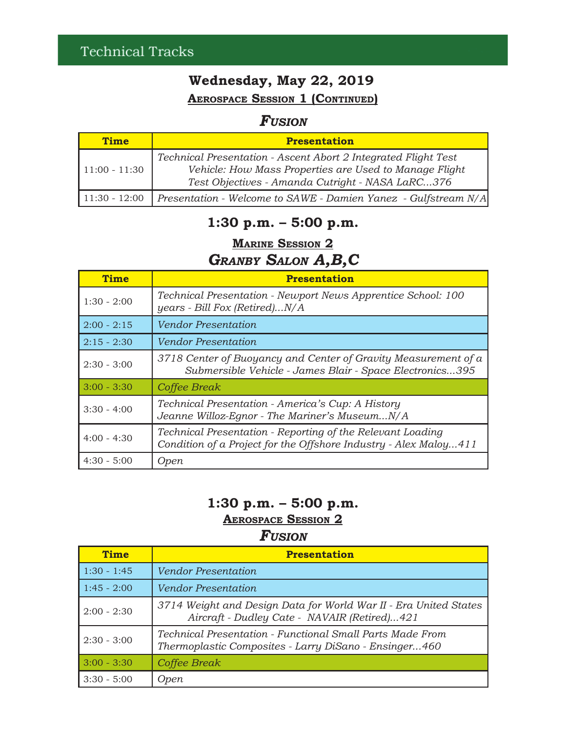# Technical Tracks

## Wednesday, May 22, 2019

### Aerospace Session 1 (Continued)

### *Fusion*

| Time | Presentation |
| --- | --- |
| 11:00 - 11:30 | *Technical Presentation - Ascent Abort 2 Integrated Flight Test Vehicle: How Mass Properties are Used to Manage Flight Test Objectives - Amanda Cutright - NASA LaRC...376* |
| 11:30 - 12:00 | *Presentation - Welcome to SAWE - Damien Yanez - Gulfstream N/A* |

## 1:30 p.m. – 5:00 p.m.

### Marine Session 2

### *Granby Salon A,B,C*

| Time | Presentation |
| --- | --- |
| 1:30 - 2:00 | *Technical Presentation - Newport News Apprentice School: 100 years - Bill Fox (Retired)...N/A* |
| 2:00 - 2:15 | *Vendor Presentation* |
| 2:15 - 2:30 | *Vendor Presentation* |
| 2:30 - 3:00 | *3718 Center of Buoyancy and Center of Gravity Measurement of a Submersible Vehicle - James Blair - Space Electronics...395* |
| 3:00 - 3:30 | *Coffee Break* |
| 3:30 - 4:00 | *Technical Presentation - America's Cup: A History Jeanne Willoz-Egnor - The Mariner's Museum...N/A* |
| 4:00 - 4:30 | *Technical Presentation - Reporting of the Relevant Loading Condition of a Project for the Offshore Industry - Alex Maloy...411* |
| 4:30 - 5:00 | *Open* |

## 1:30 p.m. – 5:00 p.m.

### Aerospace Session 2

### *Fusion*

| Time | Presentation |
| --- | --- |
| 1:30 - 1:45 | *Vendor Presentation* |
| 1:45 - 2:00 | *Vendor Presentation* |
| 2:00 - 2:30 | *3714 Weight and Design Data for World War II - Era United States Aircraft - Dudley Cate - NAVAIR (Retired)...421* |
| 2:30 - 3:00 | *Technical Presentation - Functional Small Parts Made From Thermoplastic Composites - Larry DiSano - Ensinger...460* |
| 3:00 - 3:30 | *Coffee Break* |
| 3:30 - 5:00 | *Open* |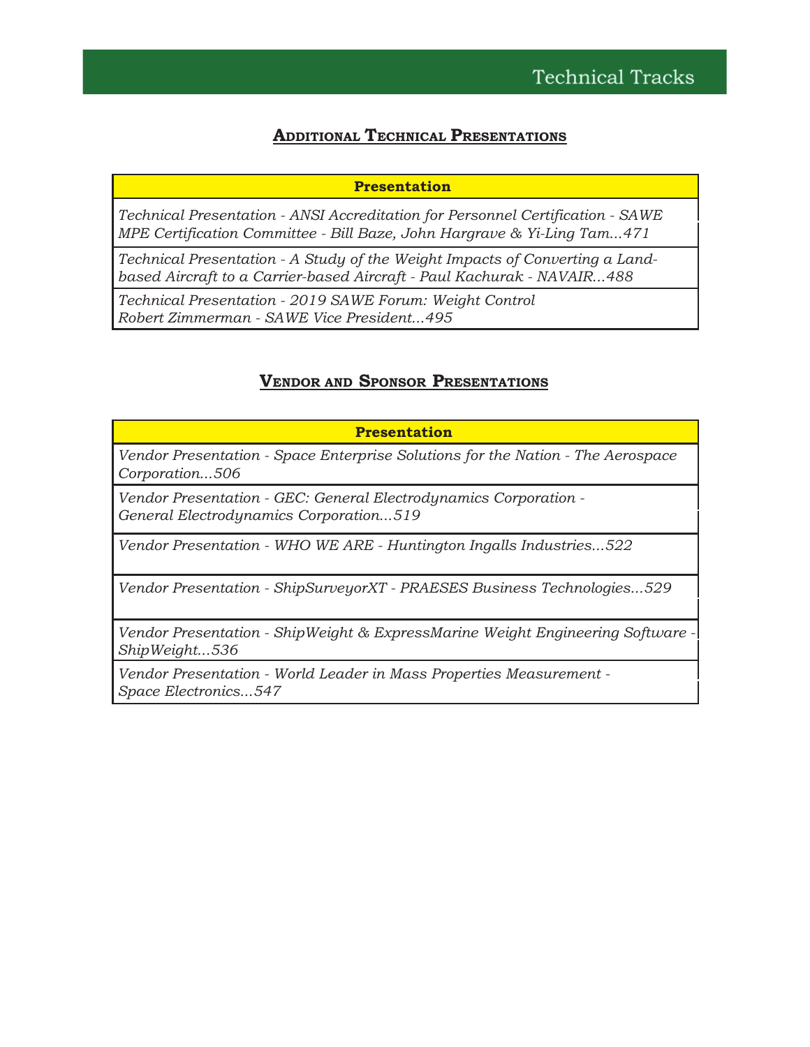## Additional Technical Presentations

| Presentation |
|---|
| *Technical Presentation - ANSI Accreditation for Personnel Certification - SAWE MPE Certification Committee - Bill Baze, John Hargrave & Yi-Ling Tam...471* |
| *Technical Presentation - A Study of the Weight Impacts of Converting a Land-based Aircraft to a Carrier-based Aircraft - Paul Kachurak - NAVAIR...488* |
| *Technical Presentation - 2019 SAWE Forum: Weight Control Robert Zimmerman - SAWE Vice President...495* |

## Vendor and Sponsor Presentations

| Presentation |
|---|
| *Vendor Presentation - Space Enterprise Solutions for the Nation - The Aerospace Corporation...506* |
| *Vendor Presentation - GEC: General Electrodynamics Corporation - General Electrodynamics Corporation...519* |
| *Vendor Presentation - WHO WE ARE - Huntington Ingalls Industries...522* |
| *Vendor Presentation - ShipSurveyorXT - PRAESES Business Technologies...529* |
| *Vendor Presentation - ShipWeight & ExpressMarine Weight Engineering Software - ShipWeight...536* |
| *Vendor Presentation - World Leader in Mass Properties Measurement - Space Electronics...547* |